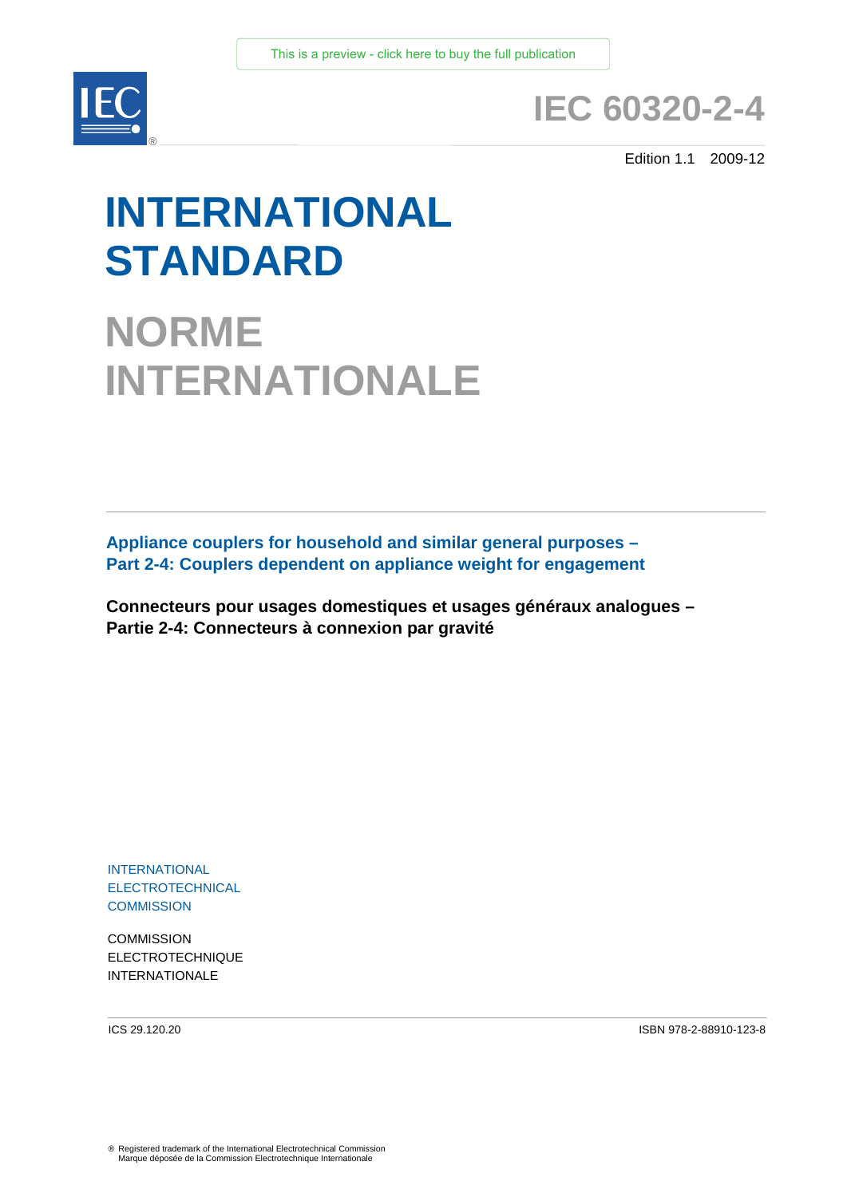This is a preview - click here to buy the full publication

# IEC 60320-2-4

Edition 1.1 2009-12

# INTERNATIONAL STANDARD

# NORME INTERNATIONALE

**Appliance couplers for household and similar general purposes –**
**Part 2-4: Couplers dependent on appliance weight for engagement**

**Connecteurs pour usages domestiques et usages généraux analogues –**
**Partie 2-4: Connecteurs à connexion par gravité**

INTERNATIONAL
ELECTROTECHNICAL
COMMISSION

COMMISSION
ELECTROTECHNIQUE
INTERNATIONALE

ICS 29.120.20

ISBN 978-2-88910-123-8

® Registered trademark of the International Electrotechnical Commission
Marque déposée de la Commission Electrotechnique Internationale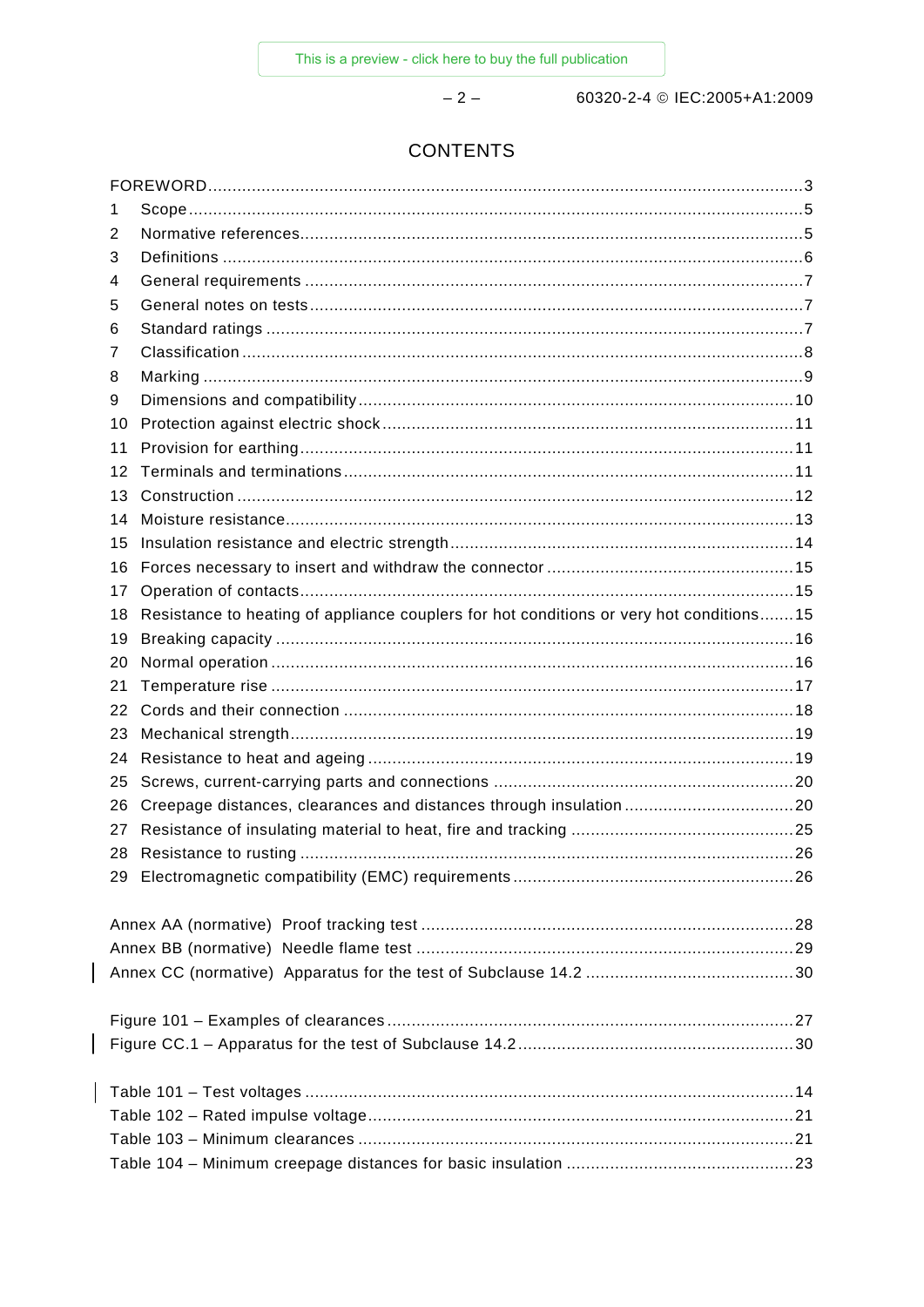# CONTENTS

FOREWORD....3

1 Scope....5
2 Normative references....5
3 Definitions....6
4 General requirements....7
5 General notes on tests....7
6 Standard ratings....7
7 Classification....8
8 Marking....9
9 Dimensions and compatibility....10
10 Protection against electric shock....11
11 Provision for earthing....11
12 Terminals and terminations....11
13 Construction....12
14 Moisture resistance....13
15 Insulation resistance and electric strength....14
16 Forces necessary to insert and withdraw the connector....15
17 Operation of contacts....15
18 Resistance to heating of appliance couplers for hot conditions or very hot conditions....15
19 Breaking capacity....16
20 Normal operation....16
21 Temperature rise....17
22 Cords and their connection....18
23 Mechanical strength....19
24 Resistance to heat and ageing....19
25 Screws, current-carrying parts and connections....20
26 Creepage distances, clearances and distances through insulation....20
27 Resistance of insulating material to heat, fire and tracking....25
28 Resistance to rusting....26
29 Electromagnetic compatibility (EMC) requirements....26

Annex AA (normative) Proof tracking test....28
Annex BB (normative) Needle flame test....29
Annex CC (normative) Apparatus for the test of Subclause 14.2....30

Figure 101 – Examples of clearances....27
Figure CC.1 – Apparatus for the test of Subclause 14.2....30

Table 101 – Test voltages....14
Table 102 – Rated impulse voltage....21
Table 103 – Minimum clearances....21
Table 104 – Minimum creepage distances for basic insulation....23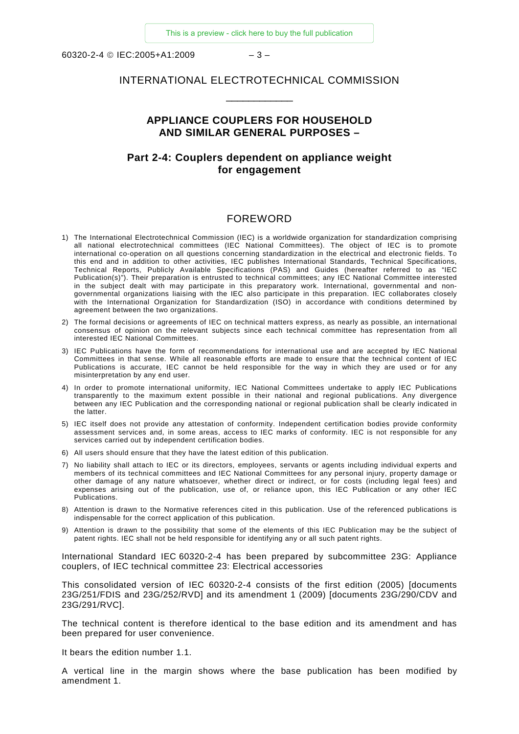# INTERNATIONAL ELECTROTECHNICAL COMMISSION

___________

## APPLIANCE COUPLERS FOR HOUSEHOLD AND SIMILAR GENERAL PURPOSES –

## Part 2-4: Couplers dependent on appliance weight for engagement

## FOREWORD

1) The International Electrotechnical Commission (IEC) is a worldwide organization for standardization comprising all national electrotechnical committees (IEC National Committees). The object of IEC is to promote international co-operation on all questions concerning standardization in the electrical and electronic fields. To this end and in addition to other activities, IEC publishes International Standards, Technical Specifications, Technical Reports, Publicly Available Specifications (PAS) and Guides (hereafter referred to as "IEC Publication(s)"). Their preparation is entrusted to technical committees; any IEC National Committee interested in the subject dealt with may participate in this preparatory work. International, governmental and non-governmental organizations liaising with the IEC also participate in this preparation. IEC collaborates closely with the International Organization for Standardization (ISO) in accordance with conditions determined by agreement between the two organizations.
2) The formal decisions or agreements of IEC on technical matters express, as nearly as possible, an international consensus of opinion on the relevant subjects since each technical committee has representation from all interested IEC National Committees.
3) IEC Publications have the form of recommendations for international use and are accepted by IEC National Committees in that sense. While all reasonable efforts are made to ensure that the technical content of IEC Publications is accurate, IEC cannot be held responsible for the way in which they are used or for any misinterpretation by any end user.
4) In order to promote international uniformity, IEC National Committees undertake to apply IEC Publications transparently to the maximum extent possible in their national and regional publications. Any divergence between any IEC Publication and the corresponding national or regional publication shall be clearly indicated in the latter.
5) IEC itself does not provide any attestation of conformity. Independent certification bodies provide conformity assessment services and, in some areas, access to IEC marks of conformity. IEC is not responsible for any services carried out by independent certification bodies.
6) All users should ensure that they have the latest edition of this publication.
7) No liability shall attach to IEC or its directors, employees, servants or agents including individual experts and members of its technical committees and IEC National Committees for any personal injury, property damage or other damage of any nature whatsoever, whether direct or indirect, or for costs (including legal fees) and expenses arising out of the publication, use of, or reliance upon, this IEC Publication or any other IEC Publications.
8) Attention is drawn to the Normative references cited in this publication. Use of the referenced publications is indispensable for the correct application of this publication.
9) Attention is drawn to the possibility that some of the elements of this IEC Publication may be the subject of patent rights. IEC shall not be held responsible for identifying any or all such patent rights.

International Standard IEC 60320-2-4 has been prepared by subcommittee 23G: Appliance couplers, of IEC technical committee 23: Electrical accessories

This consolidated version of IEC 60320-2-4 consists of the first edition (2005) [documents 23G/251/FDIS and 23G/252/RVD] and its amendment 1 (2009) [documents 23G/290/CDV and 23G/291/RVC].

The technical content is therefore identical to the base edition and its amendment and has been prepared for user convenience.

It bears the edition number 1.1.

A vertical line in the margin shows where the base publication has been modified by amendment 1.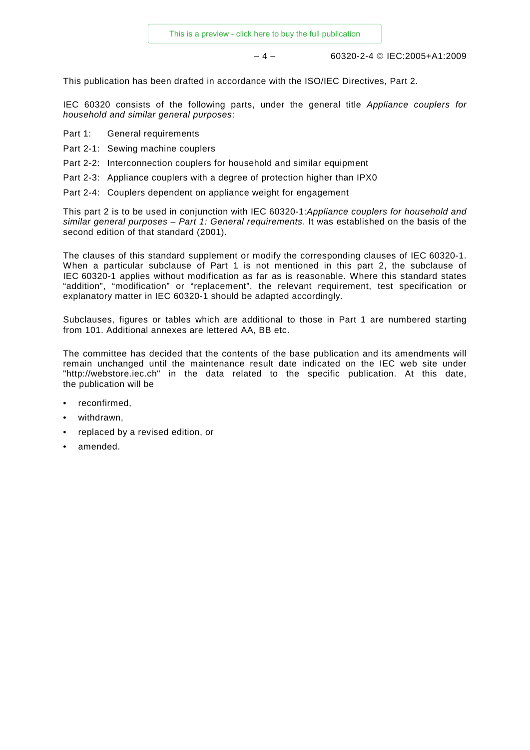This publication has been drafted in accordance with the ISO/IEC Directives, Part 2.

IEC 60320 consists of the following parts, under the general title *Appliance couplers for household and similar general purposes*:

Part 1: General requirements

Part 2-1: Sewing machine couplers

Part 2-2: Interconnection couplers for household and similar equipment

Part 2-3: Appliance couplers with a degree of protection higher than IPX0

Part 2-4: Couplers dependent on appliance weight for engagement

This part 2 is to be used in conjunction with IEC 60320-1:*Appliance couplers for household and similar general purposes – Part 1: General requirements*. It was established on the basis of the second edition of that standard (2001).

The clauses of this standard supplement or modify the corresponding clauses of IEC 60320-1. When a particular subclause of Part 1 is not mentioned in this part 2, the subclause of IEC 60320-1 applies without modification as far as is reasonable. Where this standard states "addition", "modification" or "replacement", the relevant requirement, test specification or explanatory matter in IEC 60320-1 should be adapted accordingly.

Subclauses, figures or tables which are additional to those in Part 1 are numbered starting from 101. Additional annexes are lettered AA, BB etc.

The committee has decided that the contents of the base publication and its amendments will remain unchanged until the maintenance result date indicated on the IEC web site under "http://webstore.iec.ch" in the data related to the specific publication. At this date, the publication will be

- reconfirmed,
- withdrawn,
- replaced by a revised edition, or
- amended.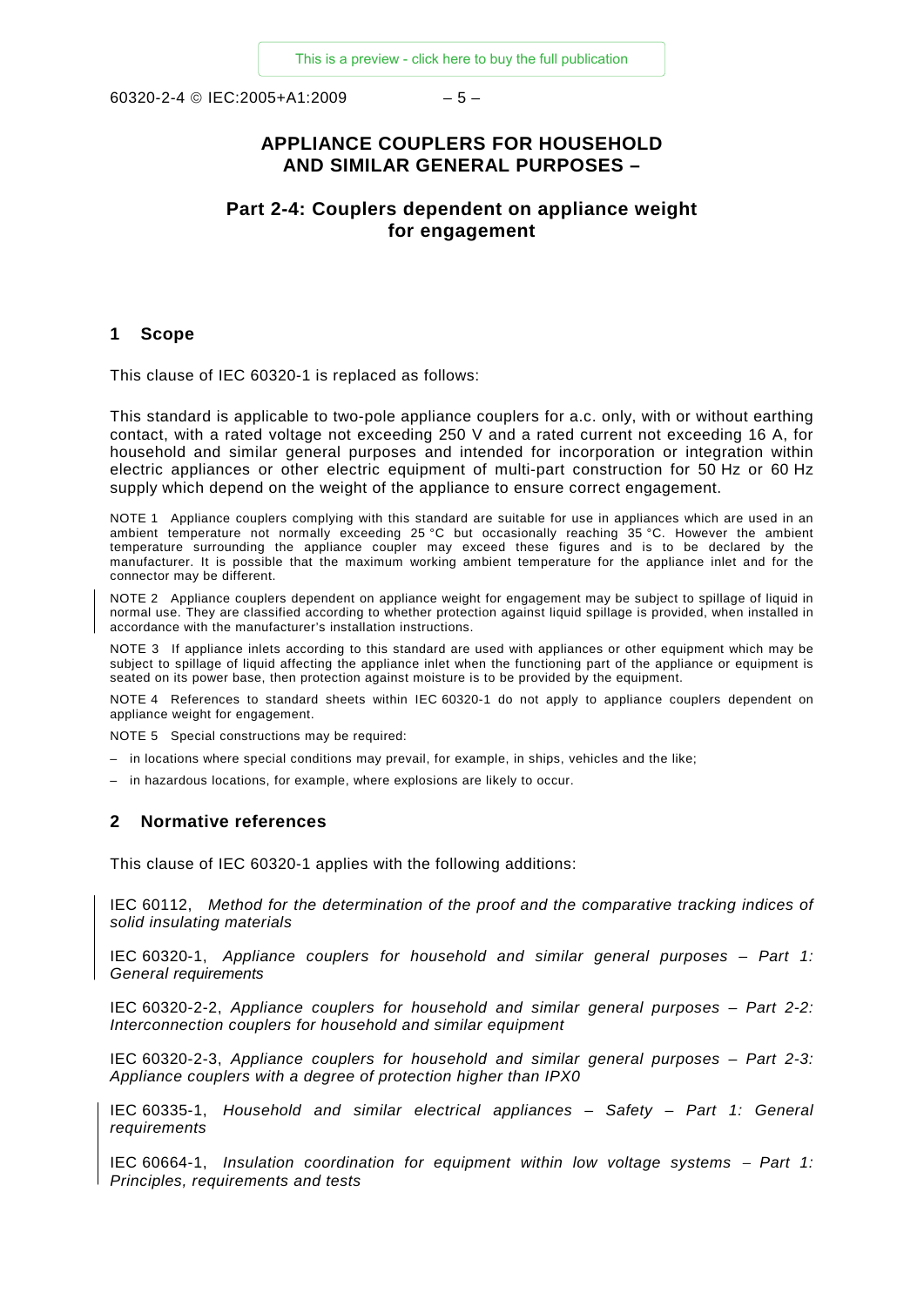# APPLIANCE COUPLERS FOR HOUSEHOLD AND SIMILAR GENERAL PURPOSES –

## Part 2-4: Couplers dependent on appliance weight for engagement

## 1 Scope

This clause of IEC 60320-1 is replaced as follows:

This standard is applicable to two-pole appliance couplers for a.c. only, with or without earthing contact, with a rated voltage not exceeding 250 V and a rated current not exceeding 16 A, for household and similar general purposes and intended for incorporation or integration within electric appliances or other electric equipment of multi-part construction for 50 Hz or 60 Hz supply which depend on the weight of the appliance to ensure correct engagement.

NOTE 1 Appliance couplers complying with this standard are suitable for use in appliances which are used in an ambient temperature not normally exceeding 25 °C but occasionally reaching 35 °C. However the ambient temperature surrounding the appliance coupler may exceed these figures and is to be declared by the manufacturer. It is possible that the maximum working ambient temperature for the appliance inlet and for the connector may be different.

NOTE 2 Appliance couplers dependent on appliance weight for engagement may be subject to spillage of liquid in normal use. They are classified according to whether protection against liquid spillage is provided, when installed in accordance with the manufacturer's installation instructions.

NOTE 3 If appliance inlets according to this standard are used with appliances or other equipment which may be subject to spillage of liquid affecting the appliance inlet when the functioning part of the appliance or equipment is seated on its power base, then protection against moisture is to be provided by the equipment.

NOTE 4 References to standard sheets within IEC 60320-1 do not apply to appliance couplers dependent on appliance weight for engagement.

NOTE 5 Special constructions may be required:

– in locations where special conditions may prevail, for example, in ships, vehicles and the like;

– in hazardous locations, for example, where explosions are likely to occur.

## 2 Normative references

This clause of IEC 60320-1 applies with the following additions:

IEC 60112, *Method for the determination of the proof and the comparative tracking indices of solid insulating materials*

IEC 60320-1, *Appliance couplers for household and similar general purposes – Part 1: General requirements*

IEC 60320-2-2, *Appliance couplers for household and similar general purposes – Part 2-2: Interconnection couplers for household and similar equipment*

IEC 60320-2-3, *Appliance couplers for household and similar general purposes – Part 2-3: Appliance couplers with a degree of protection higher than IPX0*

IEC 60335-1, *Household and similar electrical appliances – Safety – Part 1: General requirements*

IEC 60664-1, *Insulation coordination for equipment within low voltage systems – Part 1: Principles, requirements and tests*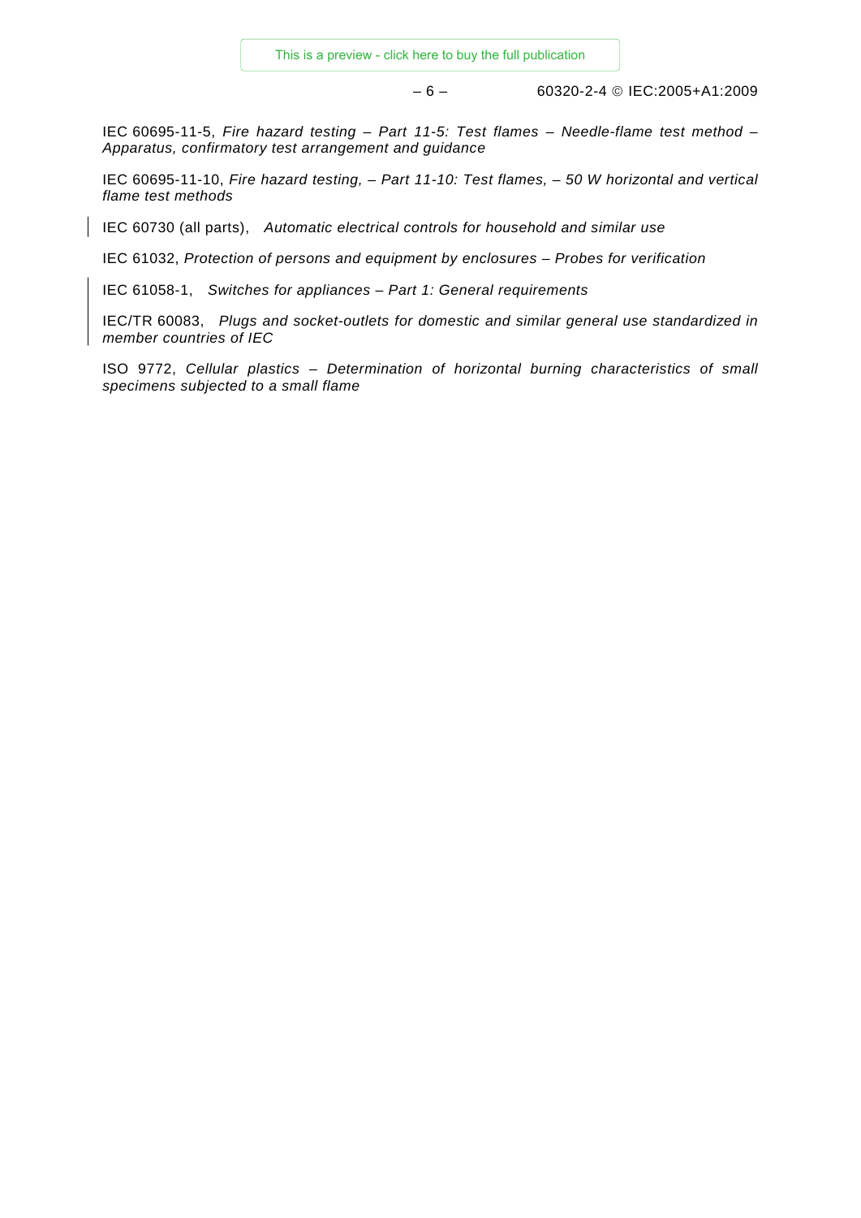IEC 60695-11-5, *Fire hazard testing – Part 11-5: Test flames – Needle-flame test method – Apparatus, confirmatory test arrangement and guidance*

IEC 60695-11-10, *Fire hazard testing, – Part 11-10: Test flames, – 50 W horizontal and vertical flame test methods*

IEC 60730 (all parts), *Automatic electrical controls for household and similar use*

IEC 61032, *Protection of persons and equipment by enclosures – Probes for verification*

IEC 61058-1, *Switches for appliances – Part 1: General requirements*

IEC/TR 60083, *Plugs and socket-outlets for domestic and similar general use standardized in member countries of IEC*

ISO 9772, *Cellular plastics – Determination of horizontal burning characteristics of small specimens subjected to a small flame*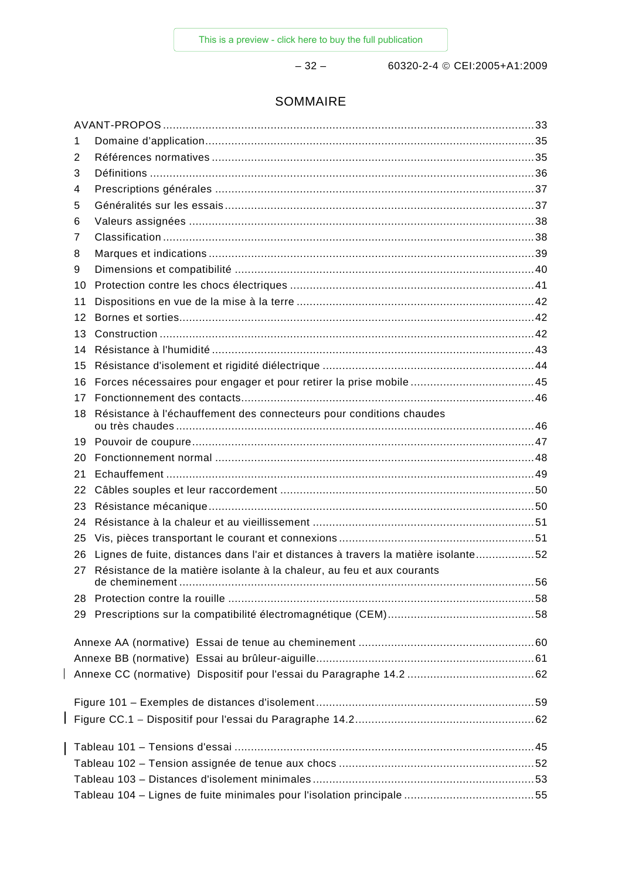# SOMMAIRE

AVANT-PROPOS .......... 33

1 Domaine d'application .......... 35
2 Références normatives .......... 35
3 Définitions .......... 36
4 Prescriptions générales .......... 37
5 Généralités sur les essais .......... 37
6 Valeurs assignées .......... 38
7 Classification .......... 38
8 Marques et indications .......... 39
9 Dimensions et compatibilité .......... 40
10 Protection contre les chocs électriques .......... 41
11 Dispositions en vue de la mise à la terre .......... 42
12 Bornes et sorties .......... 42
13 Construction .......... 42
14 Résistance à l'humidité .......... 43
15 Résistance d'isolement et rigidité diélectrique .......... 44
16 Forces nécessaires pour engager et pour retirer la prise mobile .......... 45
17 Fonctionnement des contacts .......... 46
18 Résistance à l'échauffement des connecteurs pour conditions chaudes ou très chaudes .......... 46
19 Pouvoir de coupure .......... 47
20 Fonctionnement normal .......... 48
21 Echauffement .......... 49
22 Câbles souples et leur raccordement .......... 50
23 Résistance mécanique .......... 50
24 Résistance à la chaleur et au vieillissement .......... 51
25 Vis, pièces transportant le courant et connexions .......... 51
26 Lignes de fuite, distances dans l'air et distances à travers la matière isolante .......... 52
27 Résistance de la matière isolante à la chaleur, au feu et aux courants de cheminement .......... 56
28 Protection contre la rouille .......... 58
29 Prescriptions sur la compatibilité électromagnétique (CEM) .......... 58

Annexe AA (normative) Essai de tenue au cheminement .......... 60
Annexe BB (normative) Essai au brûleur-aiguille .......... 61
Annexe CC (normative) Dispositif pour l'essai du Paragraphe 14.2 .......... 62

Figure 101 – Exemples de distances d'isolement .......... 59
Figure CC.1 – Dispositif pour l'essai du Paragraphe 14.2 .......... 62

Tableau 101 – Tensions d'essai .......... 45
Tableau 102 – Tension assignée de tenue aux chocs .......... 52
Tableau 103 – Distances d'isolement minimales .......... 53
Tableau 104 – Lignes de fuite minimales pour l'isolation principale .......... 55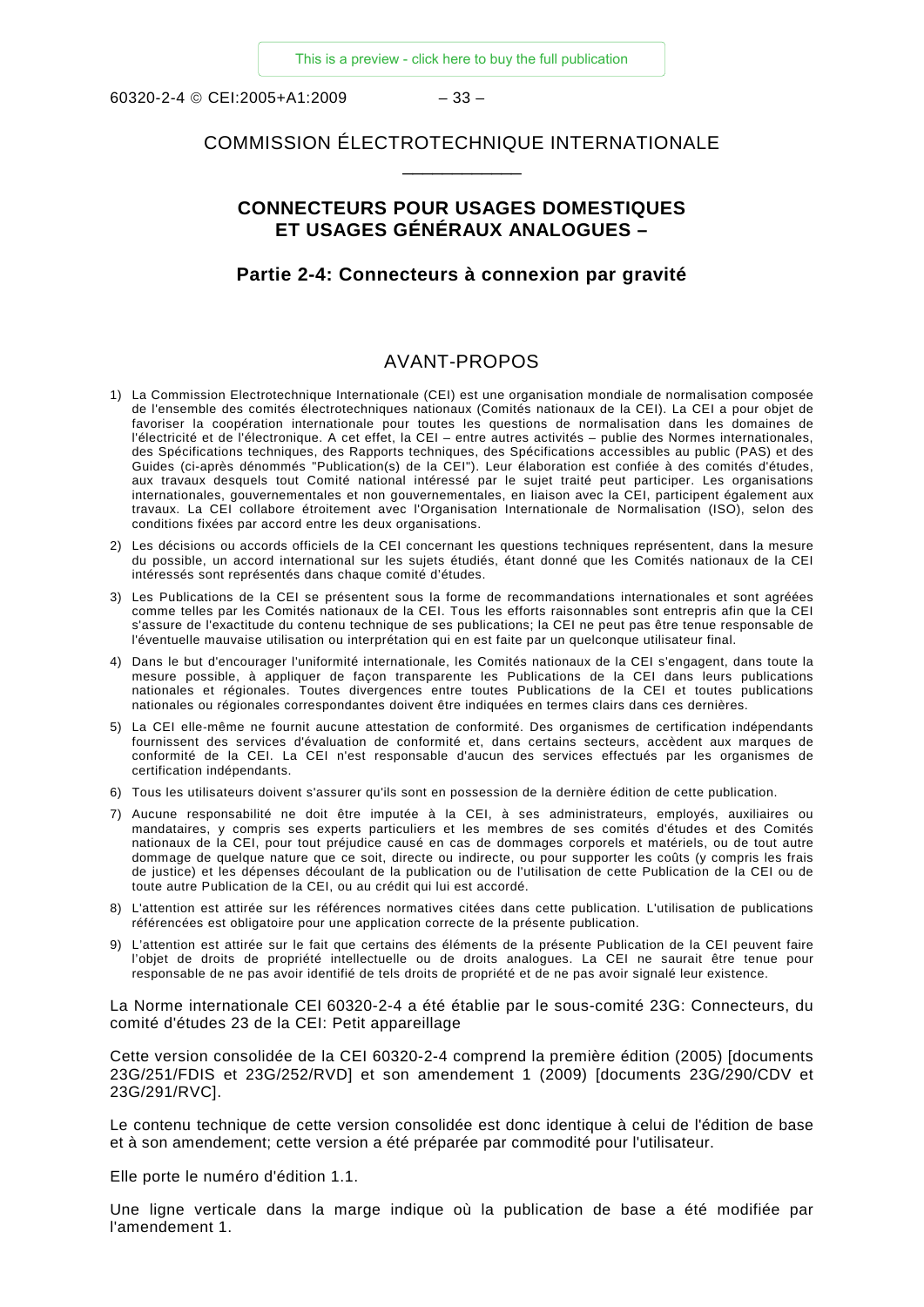COMMISSION ÉLECTROTECHNIQUE INTERNATIONALE

___________

# CONNECTEURS POUR USAGES DOMESTIQUES ET USAGES GÉNÉRAUX ANALOGUES –

## Partie 2-4: Connecteurs à connexion par gravité

## AVANT-PROPOS

1) La Commission Electrotechnique Internationale (CEI) est une organisation mondiale de normalisation composée de l'ensemble des comités électrotechniques nationaux (Comités nationaux de la CEI). La CEI a pour objet de favoriser la coopération internationale pour toutes les questions de normalisation dans les domaines de l'électricité et de l'électronique. A cet effet, la CEI – entre autres activités – publie des Normes internationales, des Spécifications techniques, des Rapports techniques, des Spécifications accessibles au public (PAS) et des Guides (ci-après dénommés "Publication(s) de la CEI"). Leur élaboration est confiée à des comités d'études, aux travaux desquels tout Comité national intéressé par le sujet traité peut participer. Les organisations internationales, gouvernementales et non gouvernementales, en liaison avec la CEI, participent également aux travaux. La CEI collabore étroitement avec l'Organisation Internationale de Normalisation (ISO), selon des conditions fixées par accord entre les deux organisations.

2) Les décisions ou accords officiels de la CEI concernant les questions techniques représentent, dans la mesure du possible, un accord international sur les sujets étudiés, étant donné que les Comités nationaux de la CEI intéressés sont représentés dans chaque comité d'études.

3) Les Publications de la CEI se présentent sous la forme de recommandations internationales et sont agréées comme telles par les Comités nationaux de la CEI. Tous les efforts raisonnables sont entrepris afin que la CEI s'assure de l'exactitude du contenu technique de ses publications; la CEI ne peut pas être tenue responsable de l'éventuelle mauvaise utilisation ou interprétation qui en est faite par un quelconque utilisateur final.

4) Dans le but d'encourager l'uniformité internationale, les Comités nationaux de la CEI s'engagent, dans toute la mesure possible, à appliquer de façon transparente les Publications de la CEI dans leurs publications nationales et régionales. Toutes divergences entre toutes Publications de la CEI et toutes publications nationales ou régionales correspondantes doivent être indiquées en termes clairs dans ces dernières.

5) La CEI elle-même ne fournit aucune attestation de conformité. Des organismes de certification indépendants fournissent des services d'évaluation de conformité et, dans certains secteurs, accèdent aux marques de conformité de la CEI. La CEI n'est responsable d'aucun des services effectués par les organismes de certification indépendants.

6) Tous les utilisateurs doivent s'assurer qu'ils sont en possession de la dernière édition de cette publication.

7) Aucune responsabilité ne doit être imputée à la CEI, à ses administrateurs, employés, auxiliaires ou mandataires, y compris ses experts particuliers et les membres de ses comités d'études et des Comités nationaux de la CEI, pour tout préjudice causé en cas de dommages corporels et matériels, ou de tout autre dommage de quelque nature que ce soit, directe ou indirecte, ou pour supporter les coûts (y compris les frais de justice) et les dépenses découlant de la publication ou de l'utilisation de cette Publication de la CEI ou de toute autre Publication de la CEI, ou au crédit qui lui est accordé.

8) L'attention est attirée sur les références normatives citées dans cette publication. L'utilisation de publications référencées est obligatoire pour une application correcte de la présente publication.

9) L'attention est attirée sur le fait que certains des éléments de la présente Publication de la CEI peuvent faire l'objet de droits de propriété intellectuelle ou de droits analogues. La CEI ne saurait être tenue pour responsable de ne pas avoir identifié de tels droits de propriété et de ne pas avoir signalé leur existence.

La Norme internationale CEI 60320-2-4 a été établie par le sous-comité 23G: Connecteurs, du comité d'études 23 de la CEI: Petit appareillage

Cette version consolidée de la CEI 60320-2-4 comprend la première édition (2005) [documents 23G/251/FDIS et 23G/252/RVD] et son amendement 1 (2009) [documents 23G/290/CDV et 23G/291/RVC].

Le contenu technique de cette version consolidée est donc identique à celui de l'édition de base et à son amendement; cette version a été préparée par commodité pour l'utilisateur.

Elle porte le numéro d'édition 1.1.

Une ligne verticale dans la marge indique où la publication de base a été modifiée par l'amendement 1.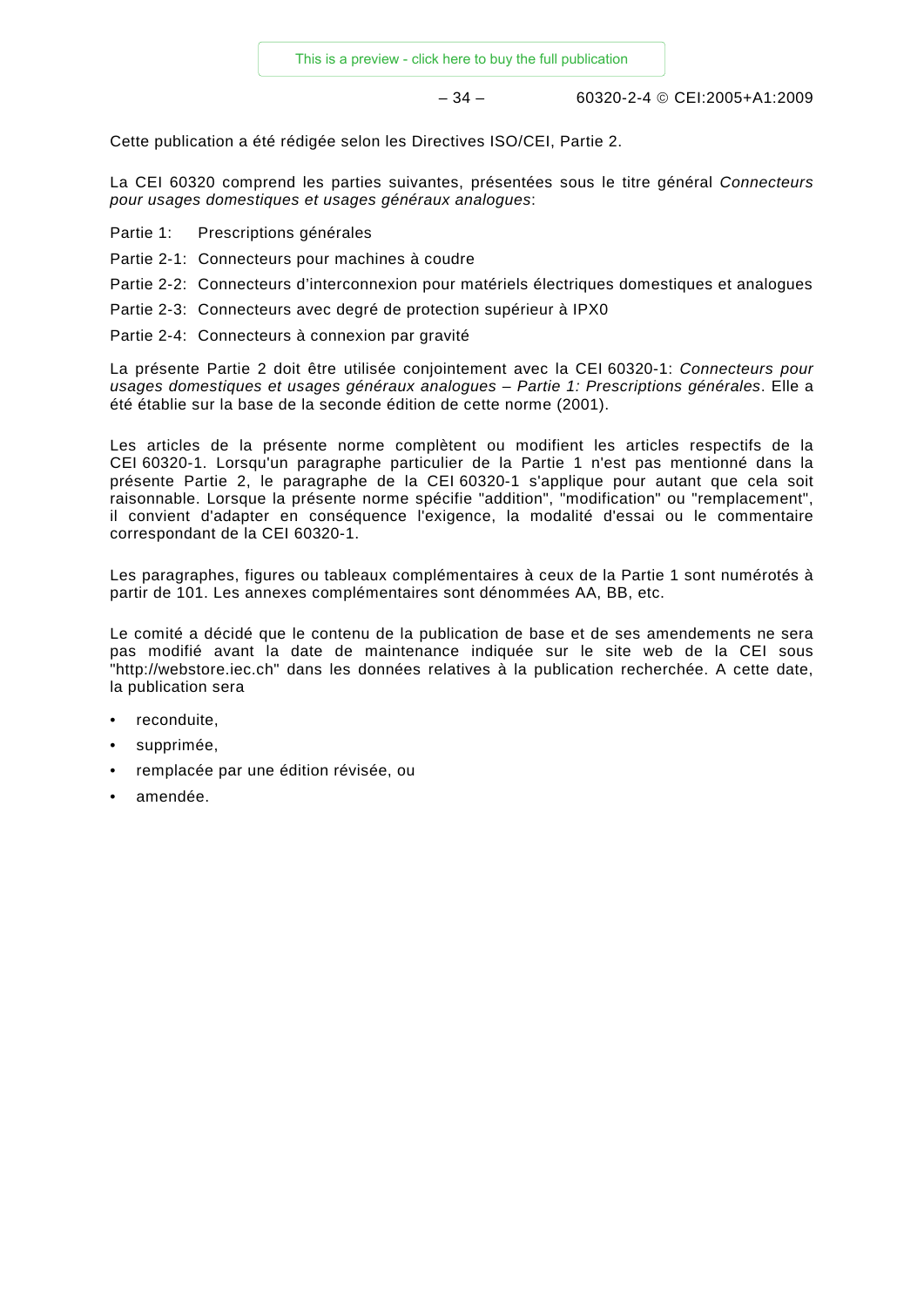Cette publication a été rédigée selon les Directives ISO/CEI, Partie 2.

La CEI 60320 comprend les parties suivantes, présentées sous le titre général *Connecteurs pour usages domestiques et usages généraux analogues*:

Partie 1: Prescriptions générales

Partie 2-1: Connecteurs pour machines à coudre

Partie 2-2: Connecteurs d'interconnexion pour matériels électriques domestiques et analogues

Partie 2-3: Connecteurs avec degré de protection supérieur à IPX0

Partie 2-4: Connecteurs à connexion par gravité

La présente Partie 2 doit être utilisée conjointement avec la CEI 60320-1: *Connecteurs pour usages domestiques et usages généraux analogues – Partie 1: Prescriptions générales*. Elle a été établie sur la base de la seconde édition de cette norme (2001).

Les articles de la présente norme complètent ou modifient les articles respectifs de la CEI 60320-1. Lorsqu'un paragraphe particulier de la Partie 1 n'est pas mentionné dans la présente Partie 2, le paragraphe de la CEI 60320-1 s'applique pour autant que cela soit raisonnable. Lorsque la présente norme spécifie "addition", "modification" ou "remplacement", il convient d'adapter en conséquence l'exigence, la modalité d'essai ou le commentaire correspondant de la CEI 60320-1.

Les paragraphes, figures ou tableaux complémentaires à ceux de la Partie 1 sont numérotés à partir de 101. Les annexes complémentaires sont dénommées AA, BB, etc.

Le comité a décidé que le contenu de la publication de base et de ses amendements ne sera pas modifié avant la date de maintenance indiquée sur le site web de la CEI sous "http://webstore.iec.ch" dans les données relatives à la publication recherchée. A cette date, la publication sera

- reconduite,
- supprimée,
- remplacée par une édition révisée, ou
- amendée.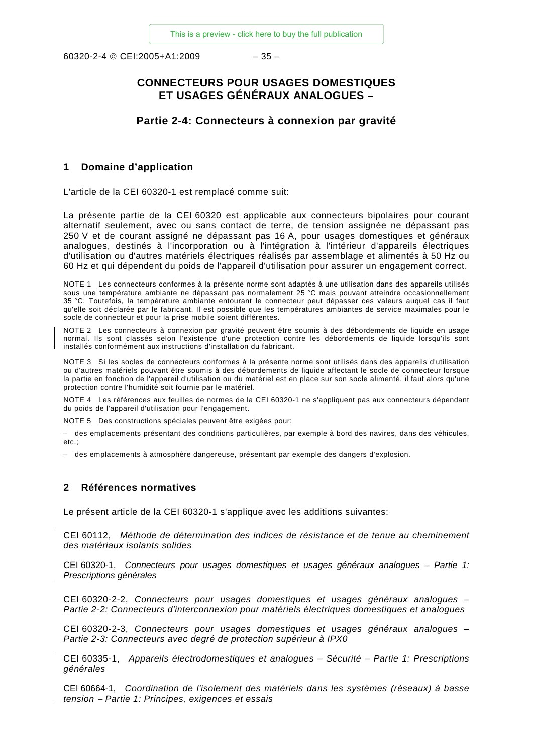# CONNECTEURS POUR USAGES DOMESTIQUES ET USAGES GÉNÉRAUX ANALOGUES –

## Partie 2-4: Connecteurs à connexion par gravité

## 1 Domaine d'application

L'article de la CEI 60320-1 est remplacé comme suit:

La présente partie de la CEI 60320 est applicable aux connecteurs bipolaires pour courant alternatif seulement, avec ou sans contact de terre, de tension assignée ne dépassant pas 250 V et de courant assigné ne dépassant pas 16 A, pour usages domestiques et généraux analogues, destinés à l'incorporation ou à l'intégration à l'intérieur d'appareils électriques d'utilisation ou d'autres matériels électriques réalisés par assemblage et alimentés à 50 Hz ou 60 Hz et qui dépendent du poids de l'appareil d'utilisation pour assurer un engagement correct.

NOTE 1 Les connecteurs conformes à la présente norme sont adaptés à une utilisation dans des appareils utilisés sous une température ambiante ne dépassant pas normalement 25 °C mais pouvant atteindre occasionnellement 35 °C. Toutefois, la température ambiante entourant le connecteur peut dépasser ces valeurs auquel cas il faut qu'elle soit déclarée par le fabricant. Il est possible que les températures ambiantes de service maximales pour le socle de connecteur et pour la prise mobile soient différentes.

NOTE 2 Les connecteurs à connexion par gravité peuvent être soumis à des débordements de liquide en usage normal. Ils sont classés selon l'existence d'une protection contre les débordements de liquide lorsqu'ils sont installés conformément aux instructions d'installation du fabricant.

NOTE 3 Si les socles de connecteurs conformes à la présente norme sont utilisés dans des appareils d'utilisation ou d'autres matériels pouvant être soumis à des débordements de liquide affectant le socle de connecteur lorsque la partie en fonction de l'appareil d'utilisation ou du matériel est en place sur son socle alimenté, il faut alors qu'une protection contre l'humidité soit fournie par le matériel.

NOTE 4 Les références aux feuilles de normes de la CEI 60320-1 ne s'appliquent pas aux connecteurs dépendant du poids de l'appareil d'utilisation pour l'engagement.

NOTE 5 Des constructions spéciales peuvent être exigées pour:

– des emplacements présentant des conditions particulières, par exemple à bord des navires, dans des véhicules, etc.;

– des emplacements à atmosphère dangereuse, présentant par exemple des dangers d'explosion.

## 2 Références normatives

Le présent article de la CEI 60320-1 s'applique avec les additions suivantes:

CEI 60112, *Méthode de détermination des indices de résistance et de tenue au cheminement des matériaux isolants solides*

CEI 60320-1, *Connecteurs pour usages domestiques et usages généraux analogues – Partie 1: Prescriptions générales*

CEI 60320-2-2, *Connecteurs pour usages domestiques et usages généraux analogues – Partie 2-2: Connecteurs d'interconnexion pour matériels électriques domestiques et analogues*

CEI 60320-2-3, *Connecteurs pour usages domestiques et usages généraux analogues – Partie 2-3: Connecteurs avec degré de protection supérieur à IPX0*

CEI 60335-1, *Appareils électrodomestiques et analogues – Sécurité – Partie 1: Prescriptions générales*

CEI 60664-1, *Coordination de l'isolement des matériels dans les systèmes (réseaux) à basse tension – Partie 1: Principes, exigences et essais*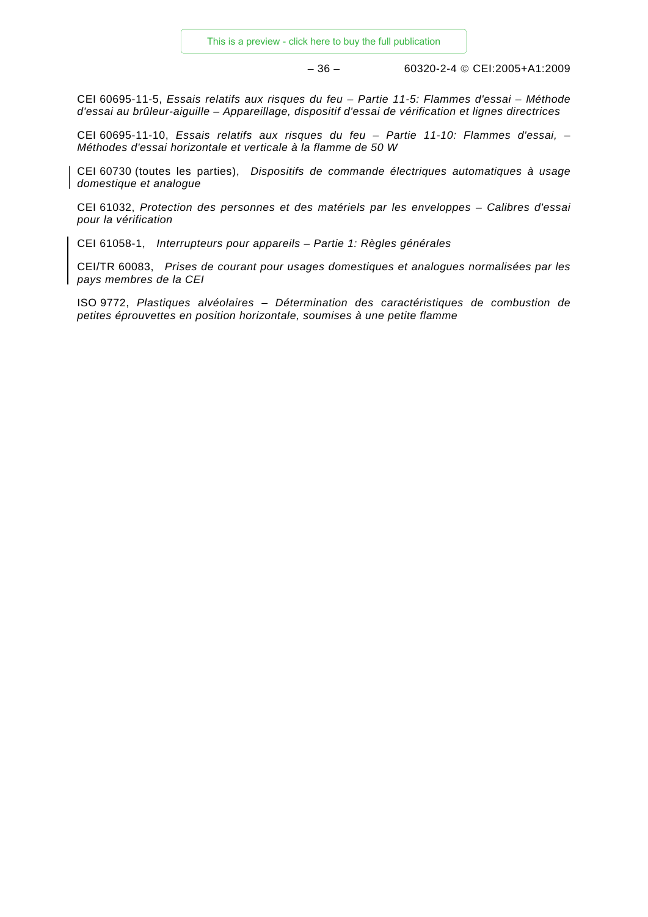CEI 60695-11-5, *Essais relatifs aux risques du feu – Partie 11-5: Flammes d'essai – Méthode d'essai au brûleur-aiguille – Appareillage, dispositif d'essai de vérification et lignes directrices*

CEI 60695-11-10, *Essais relatifs aux risques du feu – Partie 11-10: Flammes d'essai, – Méthodes d'essai horizontale et verticale à la flamme de 50 W*

CEI 60730 (toutes les parties), *Dispositifs de commande électriques automatiques à usage domestique et analogue*

CEI 61032, *Protection des personnes et des matériels par les enveloppes – Calibres d'essai pour la vérification*

CEI 61058-1, *Interrupteurs pour appareils – Partie 1: Règles générales*

CEI/TR 60083, *Prises de courant pour usages domestiques et analogues normalisées par les pays membres de la CEI*

ISO 9772, *Plastiques alvéolaires – Détermination des caractéristiques de combustion de petites éprouvettes en position horizontale, soumises à une petite flamme*